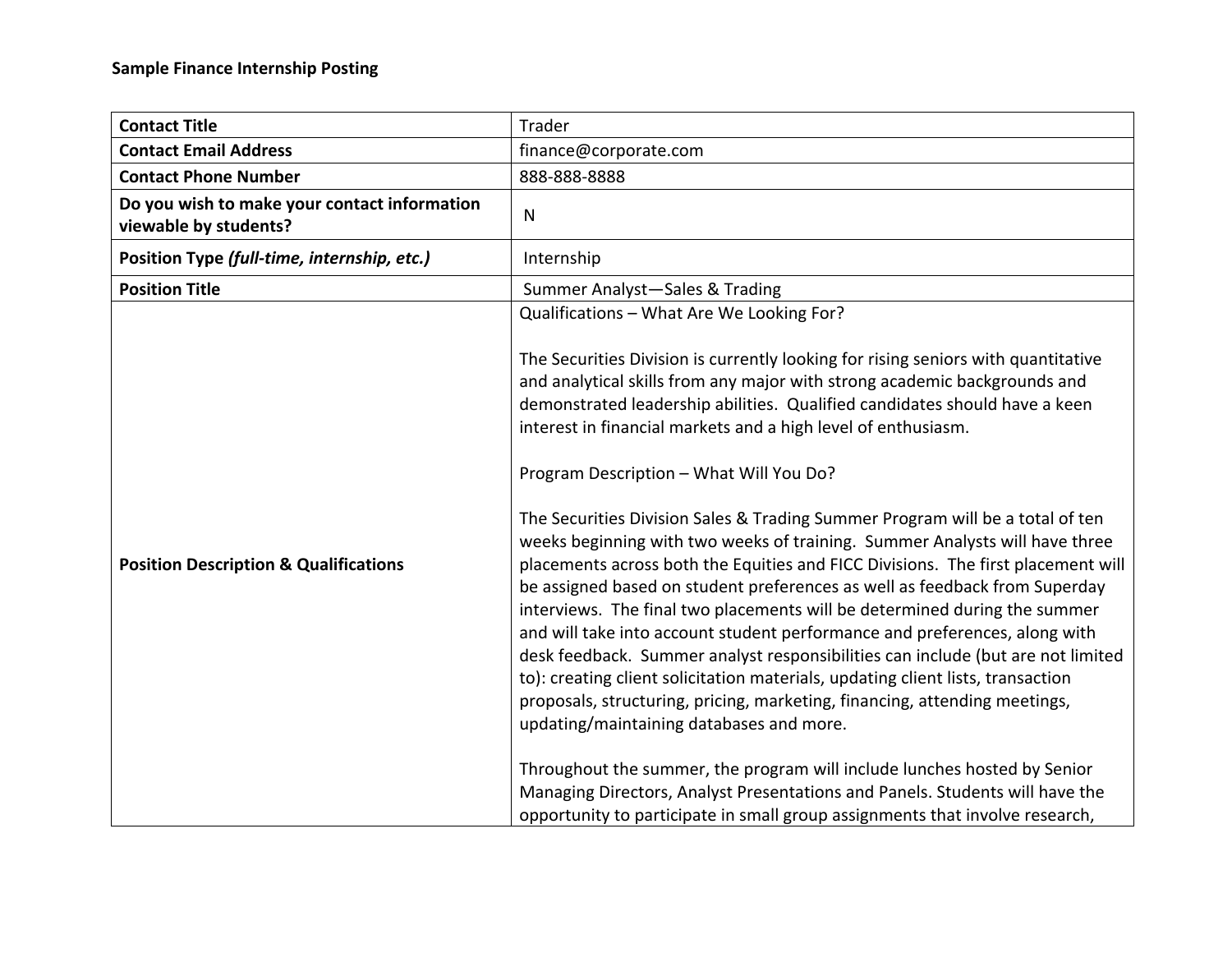**Sample Finance Internship Posting**

| | |
|---|---|
| **Contact Title** | Trader |
| **Contact Email Address** | finance@corporate.com |
| **Contact Phone Number** | 888-888-8888 |
| **Do you wish to make your contact information viewable by students?** | N |
| **Position Type *(full-time, internship, etc.)*** | Internship |
| **Position Title** | Summer Analyst—Sales & Trading |
| **Position Description & Qualifications** | Qualifications – What Are We Looking For?<br><br>The Securities Division is currently looking for rising seniors with quantitative and analytical skills from any major with strong academic backgrounds and demonstrated leadership abilities. Qualified candidates should have a keen interest in financial markets and a high level of enthusiasm.<br><br>Program Description – What Will You Do?<br><br>The Securities Division Sales & Trading Summer Program will be a total of ten weeks beginning with two weeks of training. Summer Analysts will have three placements across both the Equities and FICC Divisions. The first placement will be assigned based on student preferences as well as feedback from Superday interviews. The final two placements will be determined during the summer and will take into account student performance and preferences, along with desk feedback. Summer analyst responsibilities can include (but are not limited to): creating client solicitation materials, updating client lists, transaction proposals, structuring, pricing, marketing, financing, attending meetings, updating/maintaining databases and more.<br><br>Throughout the summer, the program will include lunches hosted by Senior Managing Directors, Analyst Presentations and Panels. Students will have the opportunity to participate in small group assignments that involve research, |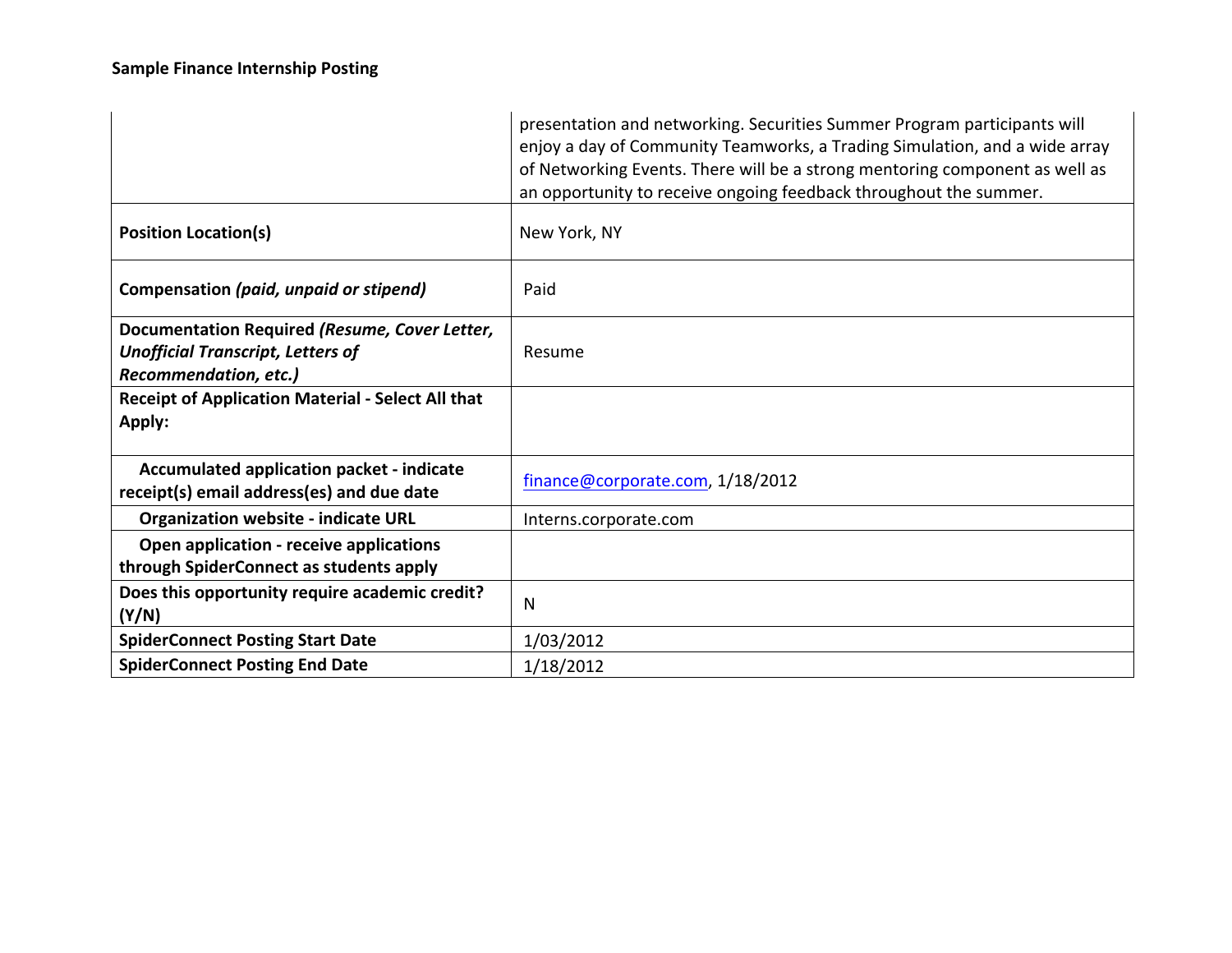**Sample Finance Internship Posting**

| | |
|---|---|
| | presentation and networking. Securities Summer Program participants will enjoy a day of Community Teamworks, a Trading Simulation, and a wide array of Networking Events. There will be a strong mentoring component as well as an opportunity to receive ongoing feedback throughout the summer. |
| **Position Location(s)** | New York, NY |
| **Compensation *(paid, unpaid or stipend)*** | Paid |
| **Documentation Required *(Resume, Cover Letter, Unofficial Transcript, Letters of Recommendation, etc.)*** | Resume |
| **Receipt of Application Material - Select All that Apply:** | |
| **Accumulated application packet - indicate receipt(s) email address(es) and due date** | finance@corporate.com, 1/18/2012 |
| **Organization website - indicate URL** | Interns.corporate.com |
| **Open application - receive applications through SpiderConnect as students apply** | |
| **Does this opportunity require academic credit? (Y/N)** | N |
| **SpiderConnect Posting Start Date** | 1/03/2012 |
| **SpiderConnect Posting End Date** | 1/18/2012 |